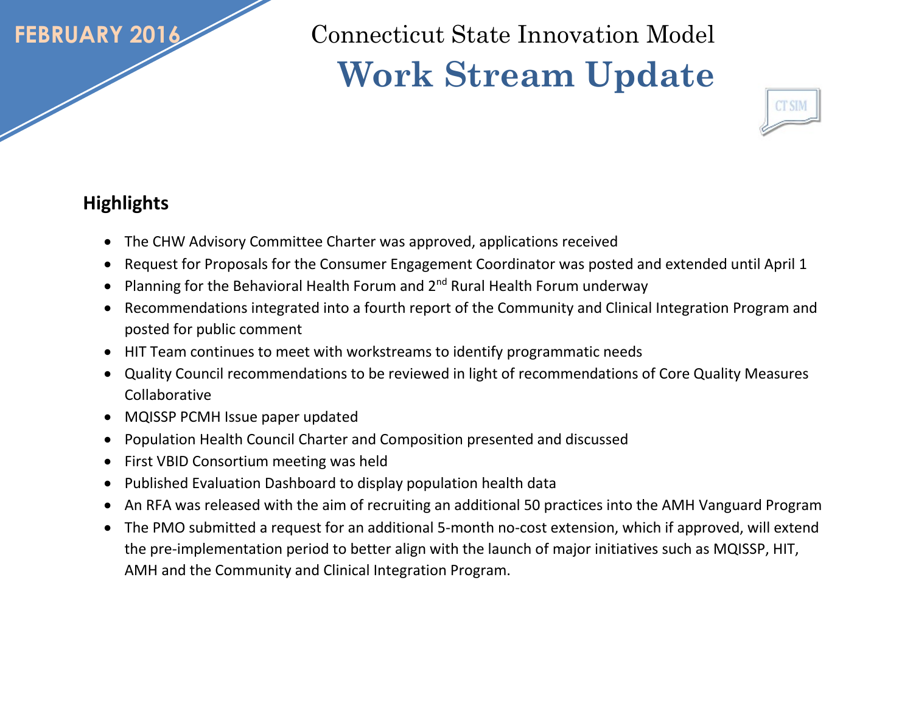FEBRUARY 2016

# Connecticut State Innovation Model
# Work Stream Update

## Highlights

- The CHW Advisory Committee Charter was approved, applications received
- Request for Proposals for the Consumer Engagement Coordinator was posted and extended until April 1
- Planning for the Behavioral Health Forum and 2nd Rural Health Forum underway
- Recommendations integrated into a fourth report of the Community and Clinical Integration Program and posted for public comment
- HIT Team continues to meet with workstreams to identify programmatic needs
- Quality Council recommendations to be reviewed in light of recommendations of Core Quality Measures Collaborative
- MQISSP PCMH Issue paper updated
- Population Health Council Charter and Composition presented and discussed
- First VBID Consortium meeting was held
- Published Evaluation Dashboard to display population health data
- An RFA was released with the aim of recruiting an additional 50 practices into the AMH Vanguard Program
- The PMO submitted a request for an additional 5-month no-cost extension, which if approved, will extend the pre-implementation period to better align with the launch of major initiatives such as MQISSP, HIT, AMH and the Community and Clinical Integration Program.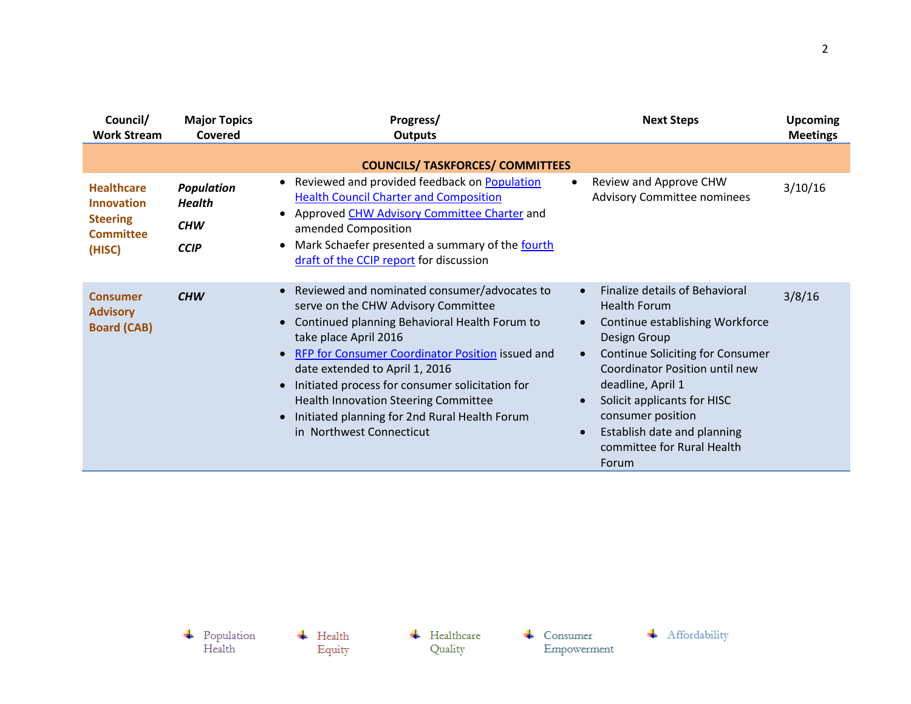| Council/ Work Stream | Major Topics Covered | Progress/ Outputs | Next Steps | Upcoming Meetings |
|---|---|---|---|---|
| **COUNCILS/ TASKFORCES/ COMMITTEES** | | | | |
| **Healthcare Innovation Steering Committee (HISC)** | ***Population Health*** <br> ***CHW*** <br> ***CCIP*** | • Reviewed and provided feedback on Population Health Council Charter and Composition <br> • Approved CHW Advisory Committee Charter and amended Composition <br> • Mark Schaefer presented a summary of the fourth draft of the CCIP report for discussion | • Review and Approve CHW Advisory Committee nominees | 3/10/16 |
| **Consumer Advisory Board (CAB)** | ***CHW*** | • Reviewed and nominated consumer/advocates to serve on the CHW Advisory Committee <br> • Continued planning Behavioral Health Forum to take place April 2016 <br> • RFP for Consumer Coordinator Position issued and date extended to April 1, 2016 <br> • Initiated process for consumer solicitation for Health Innovation Steering Committee <br> • Initiated planning for 2nd Rural Health Forum in Northwest Connecticut | • Finalize details of Behavioral Health Forum <br> • Continue establishing Workforce Design Group <br> • Continue Soliciting for Consumer Coordinator Position until new deadline, April 1 <br> • Solicit applicants for HISC consumer position <br> • Establish date and planning committee for Rural Health Forum | 3/8/16 |

Population Health | Health Equity | Healthcare Quality | Consumer Empowerment | Affordability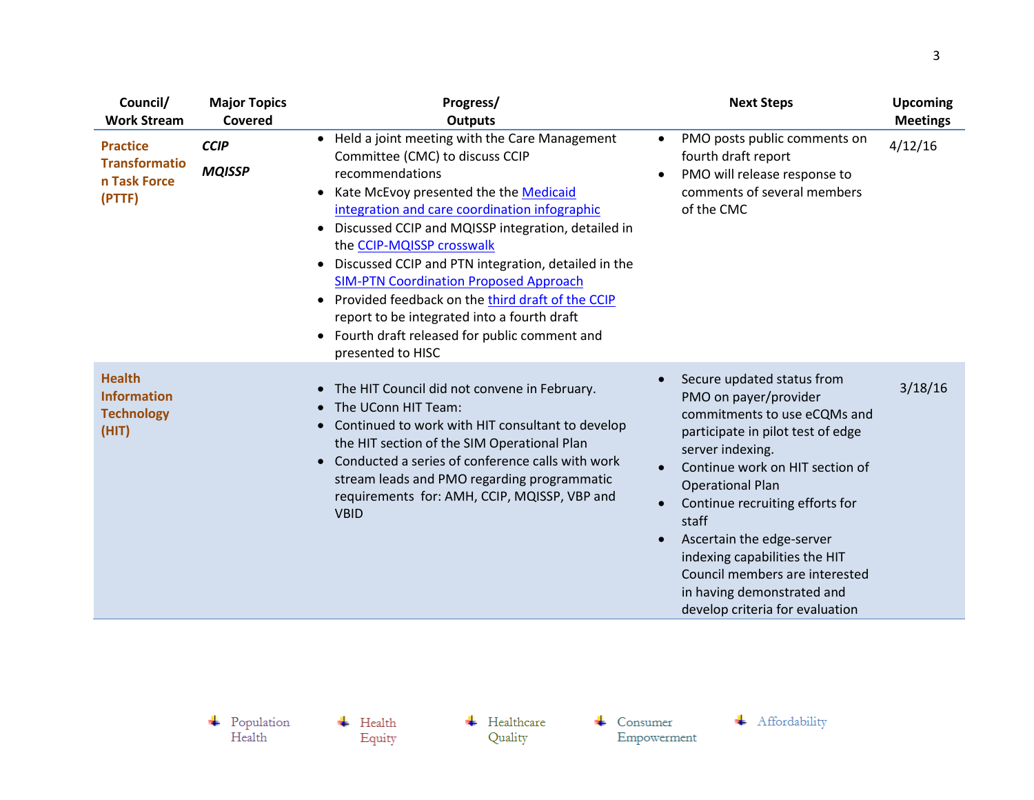| Council/ Work Stream | Major Topics Covered | Progress/ Outputs | Next Steps | Upcoming Meetings |
|---|---|---|---|---|
| **Practice Transformation Task Force (PTTF)** | ***CCIP*** <br> ***MQISSP*** | • Held a joint meeting with the Care Management Committee (CMC) to discuss CCIP recommendations <br> • Kate McEvoy presented the the Medicaid integration and care coordination infographic <br> • Discussed CCIP and MQISSP integration, detailed in the CCIP-MQISSP crosswalk <br> • Discussed CCIP and PTN integration, detailed in the SIM-PTN Coordination Proposed Approach <br> • Provided feedback on the third draft of the CCIP report to be integrated into a fourth draft <br> • Fourth draft released for public comment and presented to HISC | • PMO posts public comments on fourth draft report <br> • PMO will release response to comments of several members of the CMC | 4/12/16 |
| **Health Information Technology (HIT)** | | • The HIT Council did not convene in February. <br> • The UConn HIT Team: <br> • Continued to work with HIT consultant to develop the HIT section of the SIM Operational Plan <br> • Conducted a series of conference calls with work stream leads and PMO regarding programmatic requirements for: AMH, CCIP, MQISSP, VBP and VBID | • Secure updated status from PMO on payer/provider commitments to use eCQMs and participate in pilot test of edge server indexing. <br> • Continue work on HIT section of Operational Plan <br> • Continue recruiting efforts for staff <br> • Ascertain the edge-server indexing capabilities the HIT Council members are interested in having demonstrated and develop criteria for evaluation | 3/18/16 |

Population Health | Health Equity | Healthcare Quality | Consumer Empowerment | Affordability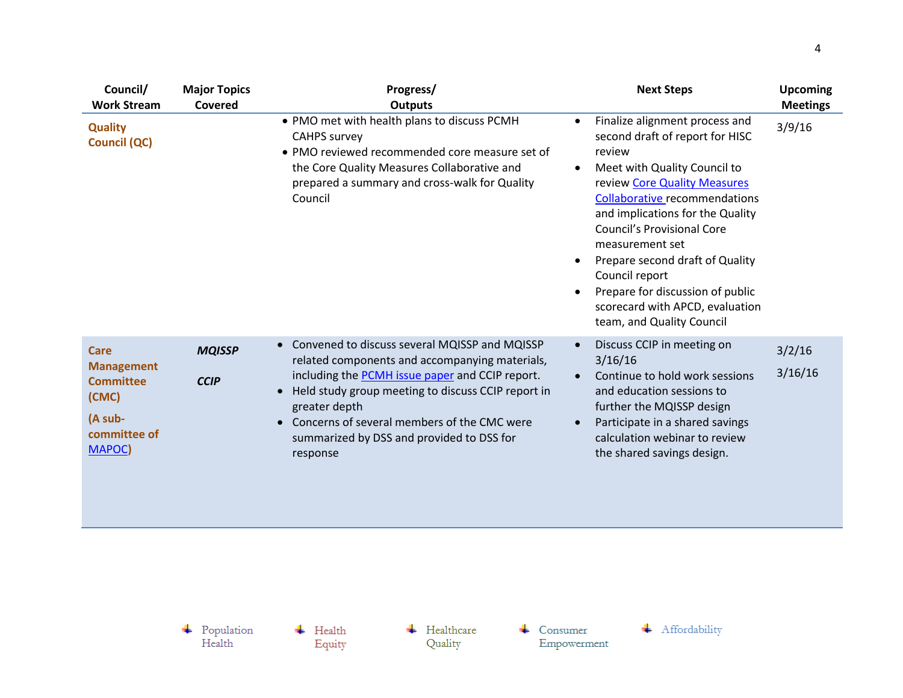| Council/ Work Stream | Major Topics Covered | Progress/ Outputs | Next Steps | Upcoming Meetings |
|---|---|---|---|---|
| **Quality Council (QC)** | | • PMO met with health plans to discuss PCMH CAHPS survey<br>• PMO reviewed recommended core measure set of the Core Quality Measures Collaborative and prepared a summary and cross-walk for Quality Council | • Finalize alignment process and second draft of report for HISC review<br>• Meet with Quality Council to review Core Quality Measures Collaborative recommendations and implications for the Quality Council's Provisional Core measurement set<br>• Prepare second draft of Quality Council report<br>• Prepare for discussion of public scorecard with APCD, evaluation team, and Quality Council | 3/9/16 |
| **Care Management Committee (CMC)**<br><br>**(A sub-committee of MAPOC)** | ***MQISSP***<br><br>***CCIP*** | • Convened to discuss several MQISSP and MQISSP related components and accompanying materials, including the PCMH issue paper and CCIP report.<br>• Held study group meeting to discuss CCIP report in greater depth<br>• Concerns of several members of the CMC were summarized by DSS and provided to DSS for response | • Discuss CCIP in meeting on 3/16/16<br>• Continue to hold work sessions and education sessions to further the MQISSP design<br>• Participate in a shared savings calculation webinar to review the shared savings design. | 3/2/16<br><br>3/16/16 |

Population Health | Health Equity | Healthcare Quality | Consumer Empowerment | Affordability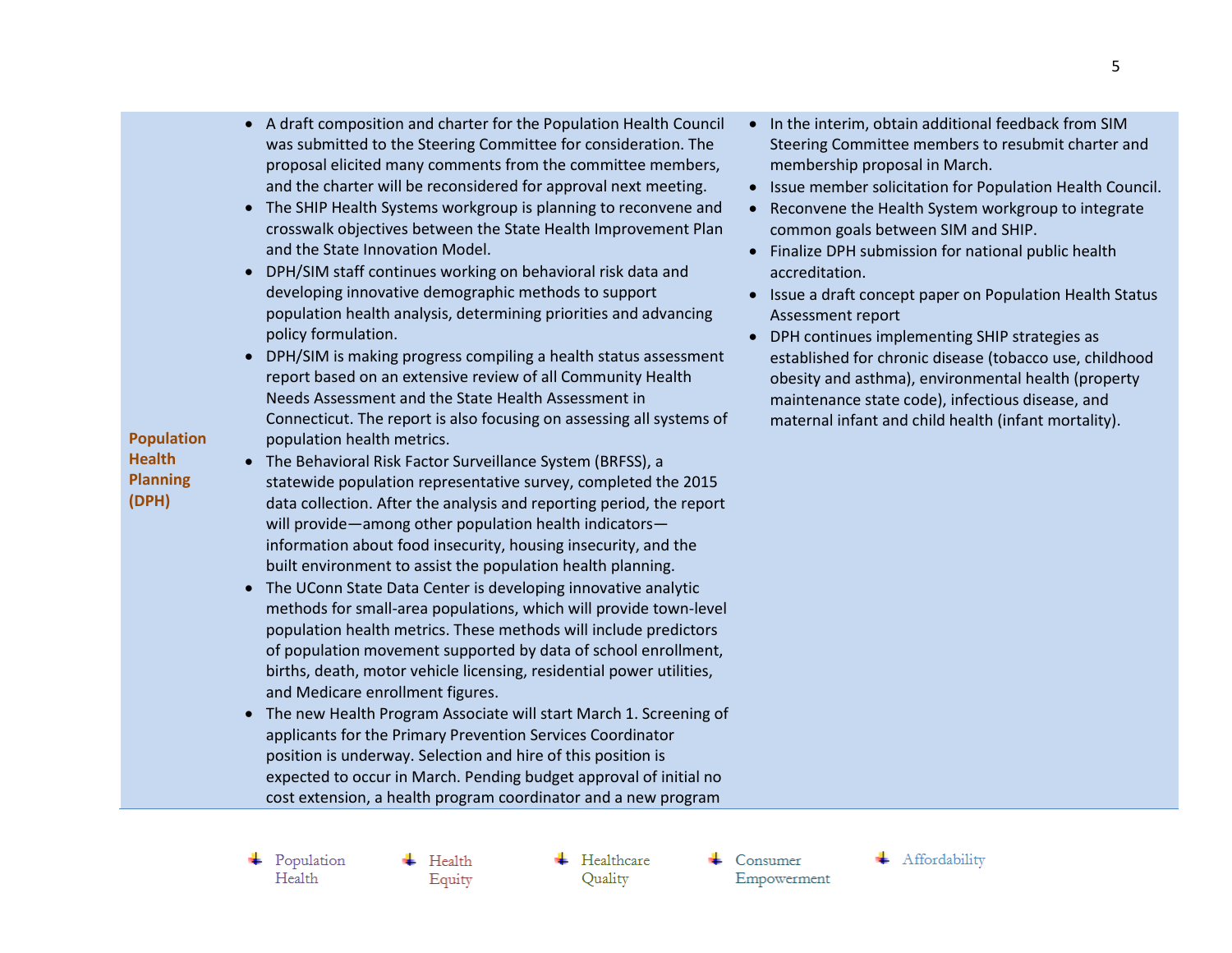| | | |
|---|---|---|
| **Population Health Planning (DPH)** | • A draft composition and charter for the Population Health Council was submitted to the Steering Committee for consideration. The proposal elicited many comments from the committee members, and the charter will be reconsidered for approval next meeting.<br>• The SHIP Health Systems workgroup is planning to reconvene and crosswalk objectives between the State Health Improvement Plan and the State Innovation Model.<br>• DPH/SIM staff continues working on behavioral risk data and developing innovative demographic methods to support population health analysis, determining priorities and advancing policy formulation.<br>• DPH/SIM is making progress compiling a health status assessment report based on an extensive review of all Community Health Needs Assessment and the State Health Assessment in Connecticut. The report is also focusing on assessing all systems of population health metrics.<br>• The Behavioral Risk Factor Surveillance System (BRFSS), a statewide population representative survey, completed the 2015 data collection. After the analysis and reporting period, the report will provide—among other population health indicators—information about food insecurity, housing insecurity, and the built environment to assist the population health planning.<br>• The UConn State Data Center is developing innovative analytic methods for small-area populations, which will provide town-level population health metrics. These methods will include predictors of population movement supported by data of school enrollment, births, death, motor vehicle licensing, residential power utilities, and Medicare enrollment figures.<br>• The new Health Program Associate will start March 1. Screening of applicants for the Primary Prevention Services Coordinator position is underway. Selection and hire of this position is expected to occur in March. Pending budget approval of initial no cost extension, a health program coordinator and a new program | • In the interim, obtain additional feedback from SIM Steering Committee members to resubmit charter and membership proposal in March.<br>• Issue member solicitation for Population Health Council.<br>• Reconvene the Health System workgroup to integrate common goals between SIM and SHIP.<br>• Finalize DPH submission for national public health accreditation.<br>• Issue a draft concept paper on Population Health Status Assessment report<br>• DPH continues implementing SHIP strategies as established for chronic disease (tobacco use, childhood obesity and asthma), environmental health (property maintenance state code), infectious disease, and maternal infant and child health (infant mortality). |

Population Health · Health Equity · Healthcare Quality · Consumer Empowerment · Affordability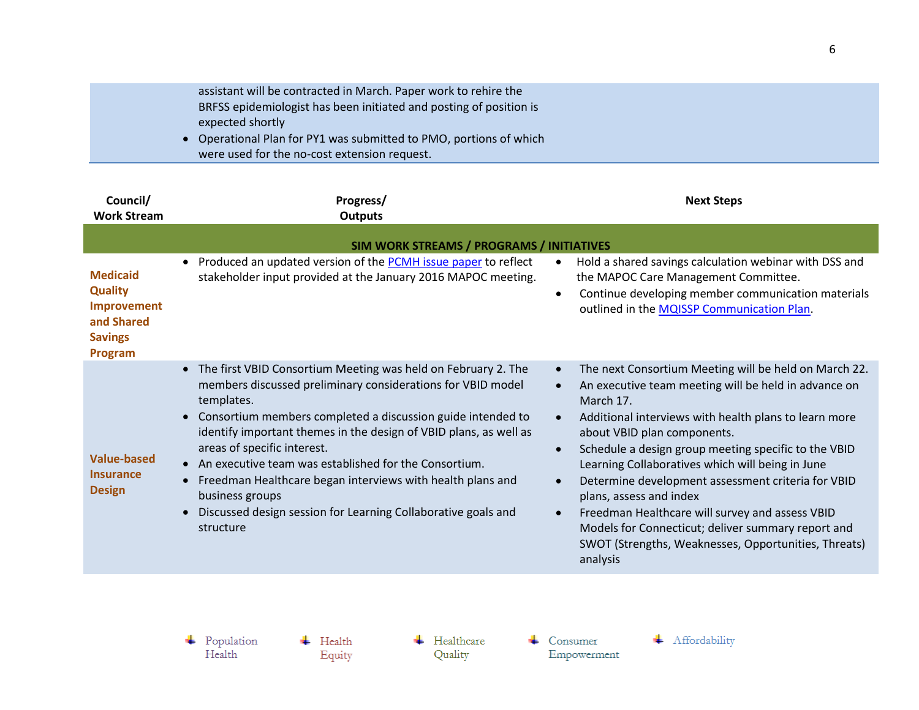| | | |
|---|---|---|
| | assistant will be contracted in March. Paper work to rehire the BRFSS epidemiologist has been initiated and posting of position is expected shortly<br>• Operational Plan for PY1 was submitted to PMO, portions of which were used for the no-cost extension request. | |

| **Council/ Work Stream** | **Progress/ Outputs** | **Next Steps** |
|---|---|---|
| | **SIM WORK STREAMS / PROGRAMS / INITIATIVES** | |
| **Medicaid Quality Improvement and Shared Savings Program** | • Produced an updated version of the PCMH issue paper to reflect stakeholder input provided at the January 2016 MAPOC meeting. | • Hold a shared savings calculation webinar with DSS and the MAPOC Care Management Committee.<br>• Continue developing member communication materials outlined in the MQISSP Communication Plan. |
| **Value-based Insurance Design** | • The first VBID Consortium Meeting was held on February 2. The members discussed preliminary considerations for VBID model templates.<br>• Consortium members completed a discussion guide intended to identify important themes in the design of VBID plans, as well as areas of specific interest.<br>• An executive team was established for the Consortium.<br>• Freedman Healthcare began interviews with health plans and business groups<br>• Discussed design session for Learning Collaborative goals and structure | • The next Consortium Meeting will be held on March 22.<br>• An executive team meeting will be held in advance on March 17.<br>• Additional interviews with health plans to learn more about VBID plan components.<br>• Schedule a design group meeting specific to the VBID Learning Collaboratives which will being in June<br>• Determine development assessment criteria for VBID plans, assess and index<br>• Freedman Healthcare will survey and assess VBID Models for Connecticut; deliver summary report and SWOT (Strengths, Weaknesses, Opportunities, Threats) analysis |

Population Health | Health Equity | Healthcare Quality | Consumer Empowerment | Affordability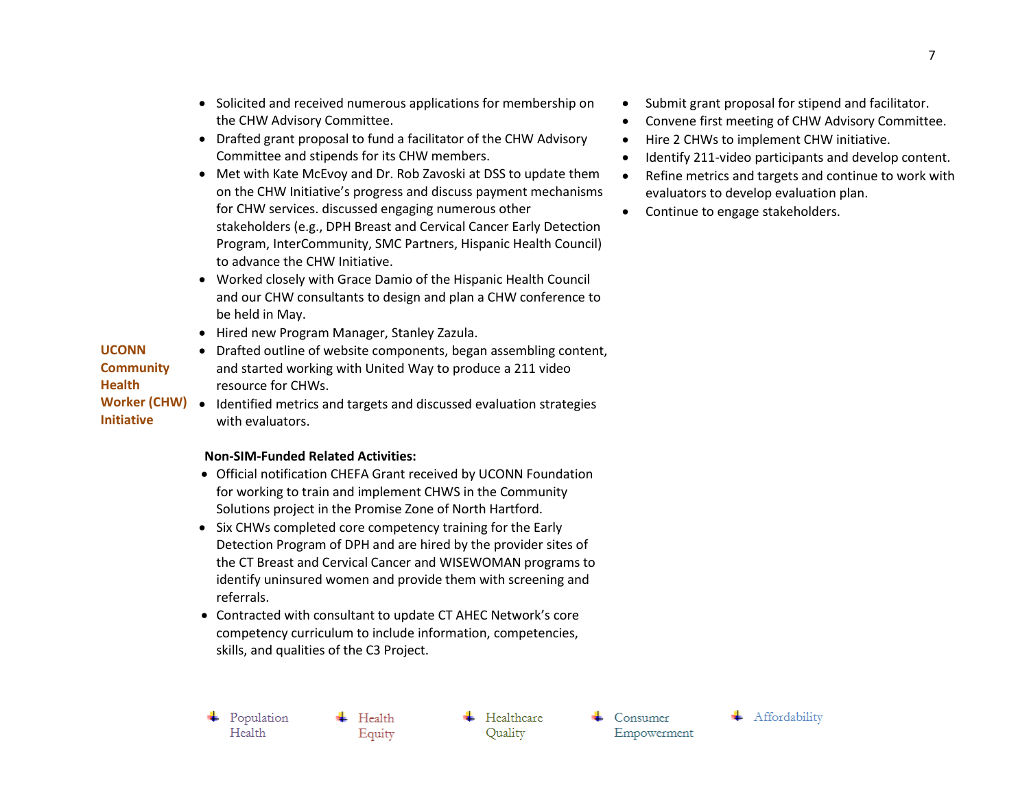| | | |
|---|---|---|
| **UCONN Community Health Worker (CHW) Initiative** | • Solicited and received numerous applications for membership on the CHW Advisory Committee.<br>• Drafted grant proposal to fund a facilitator of the CHW Advisory Committee and stipends for its CHW members.<br>• Met with Kate McEvoy and Dr. Rob Zavoski at DSS to update them on the CHW Initiative's progress and discuss payment mechanisms for CHW services. discussed engaging numerous other stakeholders (e.g., DPH Breast and Cervical Cancer Early Detection Program, InterCommunity, SMC Partners, Hispanic Health Council) to advance the CHW Initiative.<br>• Worked closely with Grace Damio of the Hispanic Health Council and our CHW consultants to design and plan a CHW conference to be held in May.<br>• Hired new Program Manager, Stanley Zazula.<br>• Drafted outline of website components, began assembling content, and started working with United Way to produce a 211 video resource for CHWs.<br>• Identified metrics and targets and discussed evaluation strategies with evaluators.<br><br>**Non-SIM-Funded Related Activities:**<br>• Official notification CHEFA Grant received by UCONN Foundation for working to train and implement CHWS in the Community Solutions project in the Promise Zone of North Hartford.<br>• Six CHWs completed core competency training for the Early Detection Program of DPH and are hired by the provider sites of the CT Breast and Cervical Cancer and WISEWOMAN programs to identify uninsured women and provide them with screening and referrals.<br>• Contracted with consultant to update CT AHEC Network's core competency curriculum to include information, competencies, skills, and qualities of the C3 Project. | • Submit grant proposal for stipend and facilitator.<br>• Convene first meeting of CHW Advisory Committee.<br>• Hire 2 CHWs to implement CHW initiative.<br>• Identify 211-video participants and develop content.<br>• Refine metrics and targets and continue to work with evaluators to develop evaluation plan.<br>• Continue to engage stakeholders. |

Population Health | Health Equity | Healthcare Quality | Consumer Empowerment | Affordability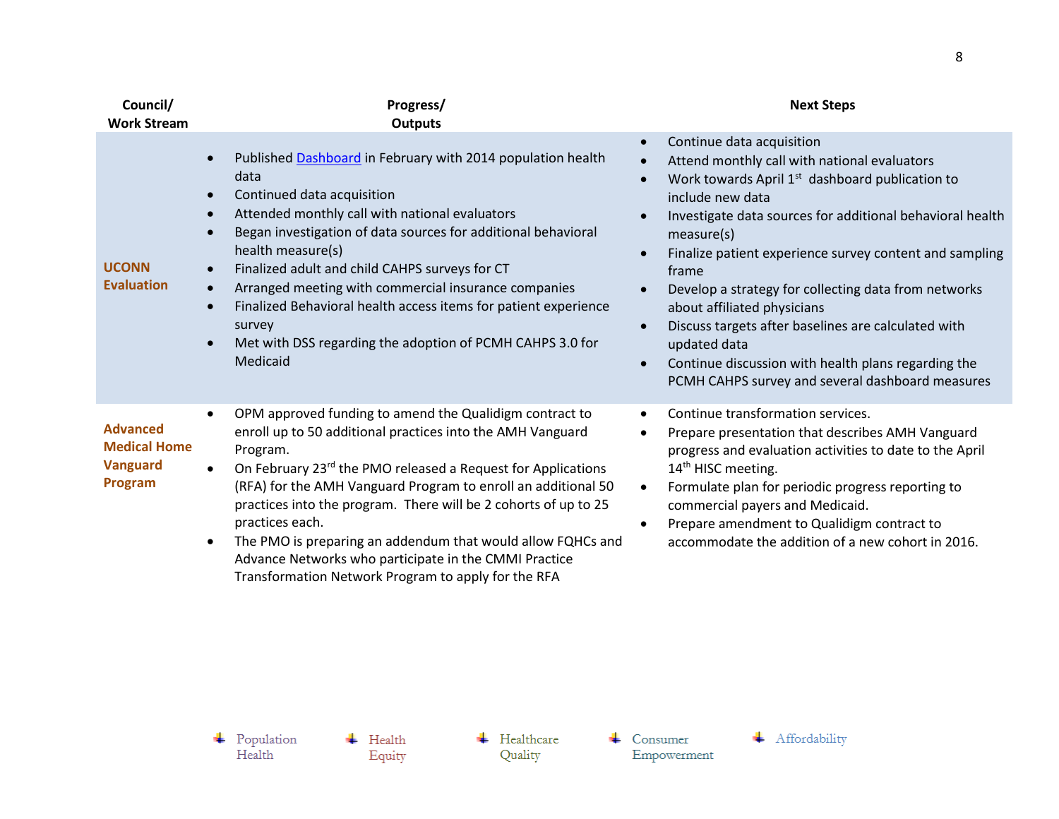| Council/ Work Stream | Progress/ Outputs | Next Steps |
|---|---|---|
| **UCONN Evaluation** | • Published [Dashboard]() in February with 2014 population health data<br>• Continued data acquisition<br>• Attended monthly call with national evaluators<br>• Began investigation of data sources for additional behavioral health measure(s)<br>• Finalized adult and child CAHPS surveys for CT<br>• Arranged meeting with commercial insurance companies<br>• Finalized Behavioral health access items for patient experience survey<br>• Met with DSS regarding the adoption of PCMH CAHPS 3.0 for Medicaid | • Continue data acquisition<br>• Attend monthly call with national evaluators<br>• Work towards April 1st dashboard publication to include new data<br>• Investigate data sources for additional behavioral health measure(s)<br>• Finalize patient experience survey content and sampling frame<br>• Develop a strategy for collecting data from networks about affiliated physicians<br>• Discuss targets after baselines are calculated with updated data<br>• Continue discussion with health plans regarding the PCMH CAHPS survey and several dashboard measures |
| **Advanced Medical Home Vanguard Program** | • OPM approved funding to amend the Qualidigm contract to enroll up to 50 additional practices into the AMH Vanguard Program.<br>• On February 23rd the PMO released a Request for Applications (RFA) for the AMH Vanguard Program to enroll an additional 50 practices into the program. There will be 2 cohorts of up to 25 practices each.<br>• The PMO is preparing an addendum that would allow FQHCs and Advance Networks who participate in the CMMI Practice Transformation Network Program to apply for the RFA | • Continue transformation services.<br>• Prepare presentation that describes AMH Vanguard progress and evaluation activities to date to the April 14th HISC meeting.<br>• Formulate plan for periodic progress reporting to commercial payers and Medicaid.<br>• Prepare amendment to Qualidigm contract to accommodate the addition of a new cohort in 2016. |

Population Health | Health Equity | Healthcare Quality | Consumer Empowerment | Affordability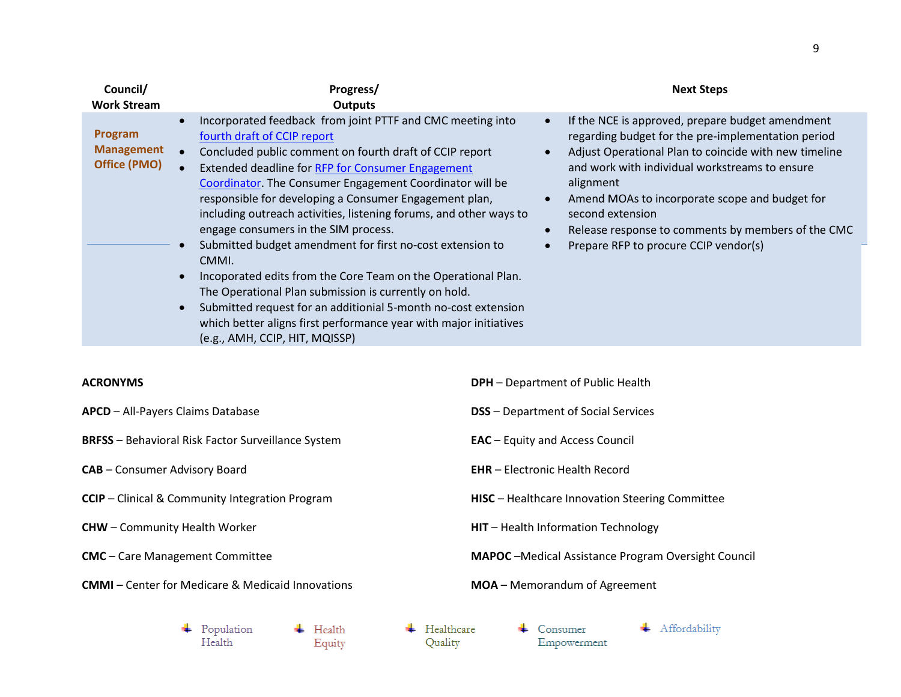| Council/ Work Stream | Progress/ Outputs | Next Steps |
|---|---|---|
| **Program Management Office (PMO)** | • Incorporated feedback from joint PTTF and CMC meeting into fourth draft of CCIP report<br>• Concluded public comment on fourth draft of CCIP report<br>• Extended deadline for RFP for Consumer Engagement Coordinator. The Consumer Engagement Coordinator will be responsible for developing a Consumer Engagement plan, including outreach activities, listening forums, and other ways to engage consumers in the SIM process.<br>• Submitted budget amendment for first no-cost extension to CMMI.<br>• Incoporated edits from the Core Team on the Operational Plan. The Operational Plan submission is currently on hold.<br>• Submitted request for an additionial 5-month no-cost extension which better aligns first performance year with major initiatives (e.g., AMH, CCIP, HIT, MQISSP) | • If the NCE is approved, prepare budget amendment regarding budget for the pre-implementation period<br>• Adjust Operational Plan to coincide with new timeline and work with individual workstreams to ensure alignment<br>• Amend MOAs to incorporate scope and budget for second extension<br>• Release response to comments by members of the CMC<br>• Prepare RFP to procure CCIP vendor(s) |

**ACRONYMS**

**APCD** – All-Payers Claims Database

**BRFSS** – Behavioral Risk Factor Surveillance System

**CAB** – Consumer Advisory Board

**CCIP** – Clinical & Community Integration Program

**CHW** – Community Health Worker

**CMC** – Care Management Committee

**CMMI** – Center for Medicare & Medicaid Innovations

**DPH** – Department of Public Health

**DSS** – Department of Social Services

**EAC** – Equity and Access Council

**EHR** – Electronic Health Record

**HISC** – Healthcare Innovation Steering Committee

**HIT** – Health Information Technology

**MAPOC** –Medical Assistance Program Oversight Council

**MOA** – Memorandum of Agreement

Population Health | Health Equity | Healthcare Quality | Consumer Empowerment | Affordability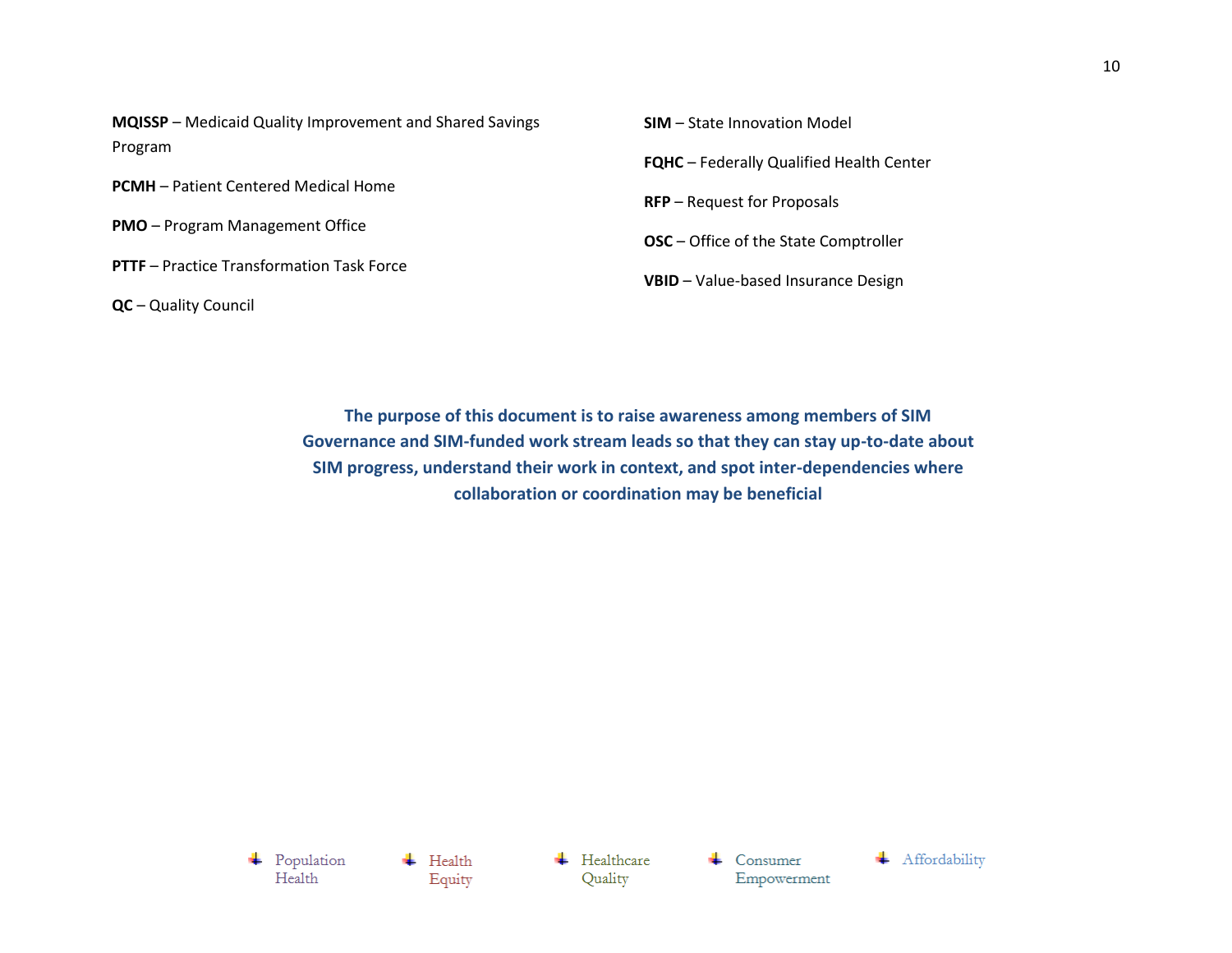**MQISSP** – Medicaid Quality Improvement and Shared Savings Program

**PCMH** – Patient Centered Medical Home

**PMO** – Program Management Office

**PTTF** – Practice Transformation Task Force

**QC** – Quality Council

**SIM** – State Innovation Model

**FQHC** – Federally Qualified Health Center

**RFP** – Request for Proposals

**OSC** – Office of the State Comptroller

**VBID** – Value-based Insurance Design

**The purpose of this document is to raise awareness among members of SIM Governance and SIM-funded work stream leads so that they can stay up-to-date about SIM progress, understand their work in context, and spot inter-dependencies where collaboration or coordination may be beneficial**

Population Health | Health Equity | Healthcare Quality | Consumer Empowerment | Affordability